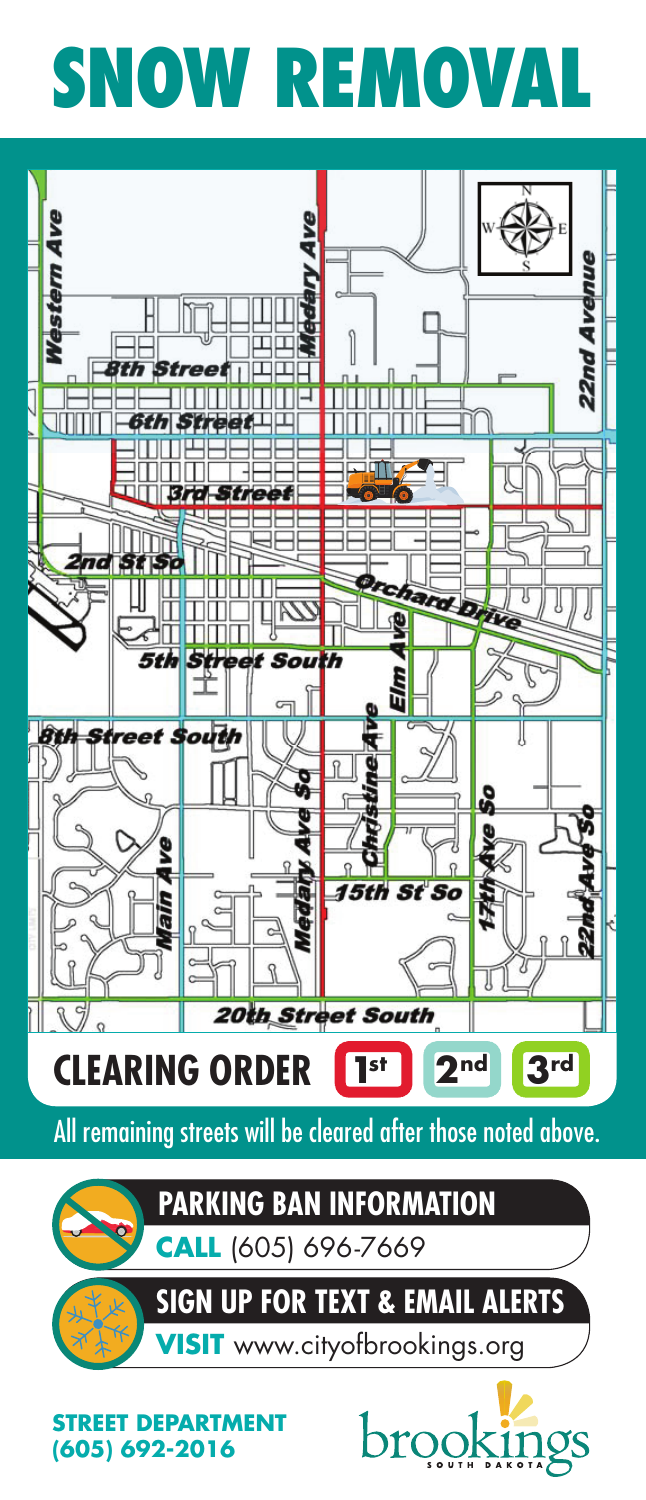# SNOW REMOVAL

Western Ave

Medary Ave

22nd Avenue

8th Street

6th Street

3rd Street

2nd St So

Orchard Drive

5th Street South

Elm Ave

8th Street South

Christine Ave

Main Ave

Medary Ave So

15th St So

17th Ave So

22nd Ave So

20th Street South

**CLEARING ORDER** 1st 2nd 3rd

All remaining streets will be cleared after those noted above.

## PARKING BAN INFORMATION

**CALL** (605) 696-7669

## SIGN UP FOR TEXT & EMAIL ALERTS

**VISIT** www.cityofbrookings.org

**STREET DEPARTMENT**
**(605) 692-2016**

brookings
SOUTH DAKOTA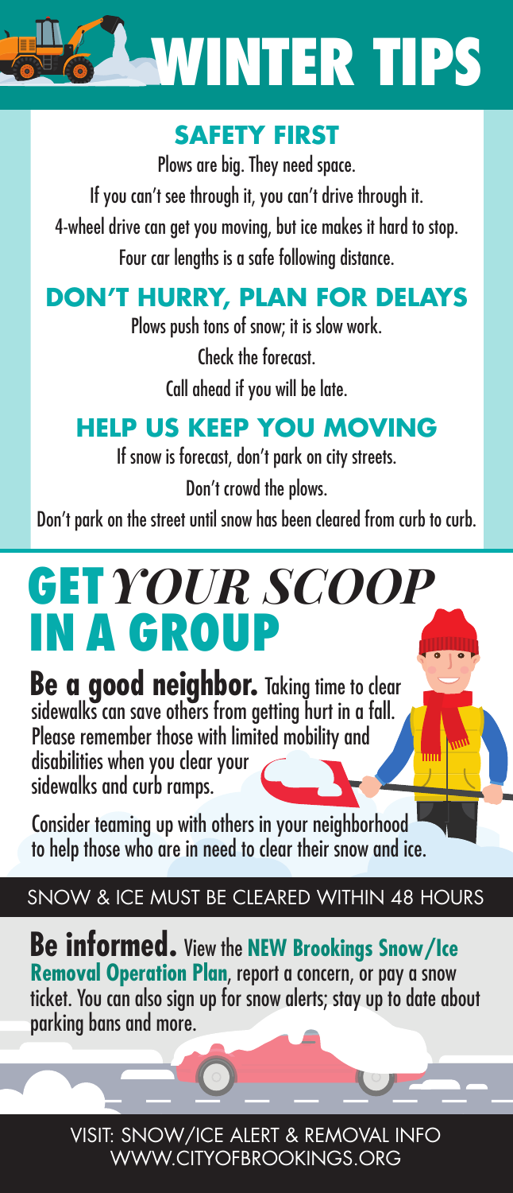# WINTER TIPS

## SAFETY FIRST

Plows are big. They need space.

If you can't see through it, you can't drive through it.

4-wheel drive can get you moving, but ice makes it hard to stop.

Four car lengths is a safe following distance.

## DON'T HURRY, PLAN FOR DELAYS

Plows push tons of snow; it is slow work.

Check the forecast.

Call ahead if you will be late.

## HELP US KEEP YOU MOVING

If snow is forecast, don't park on city streets.

Don't crowd the plows.

Don't park on the street until snow has been cleared from curb to curb.

# GET *YOUR SCOOP* IN A GROUP

**Be a good neighbor.** Taking time to clear sidewalks can save others from getting hurt in a fall. Please remember those with limited mobility and disabilities when you clear your sidewalks and curb ramps.

Consider teaming up with others in your neighborhood to help those who are in need to clear their snow and ice.

SNOW & ICE MUST BE CLEARED WITHIN 48 HOURS

**Be informed.** View the **NEW Brookings Snow/Ice Removal Operation Plan**, report a concern, or pay a snow ticket. You can also sign up for snow alerts; stay up to date about parking bans and more.

VISIT: SNOW/ICE ALERT & REMOVAL INFO
WWW.CITYOFBROOKINGS.ORG